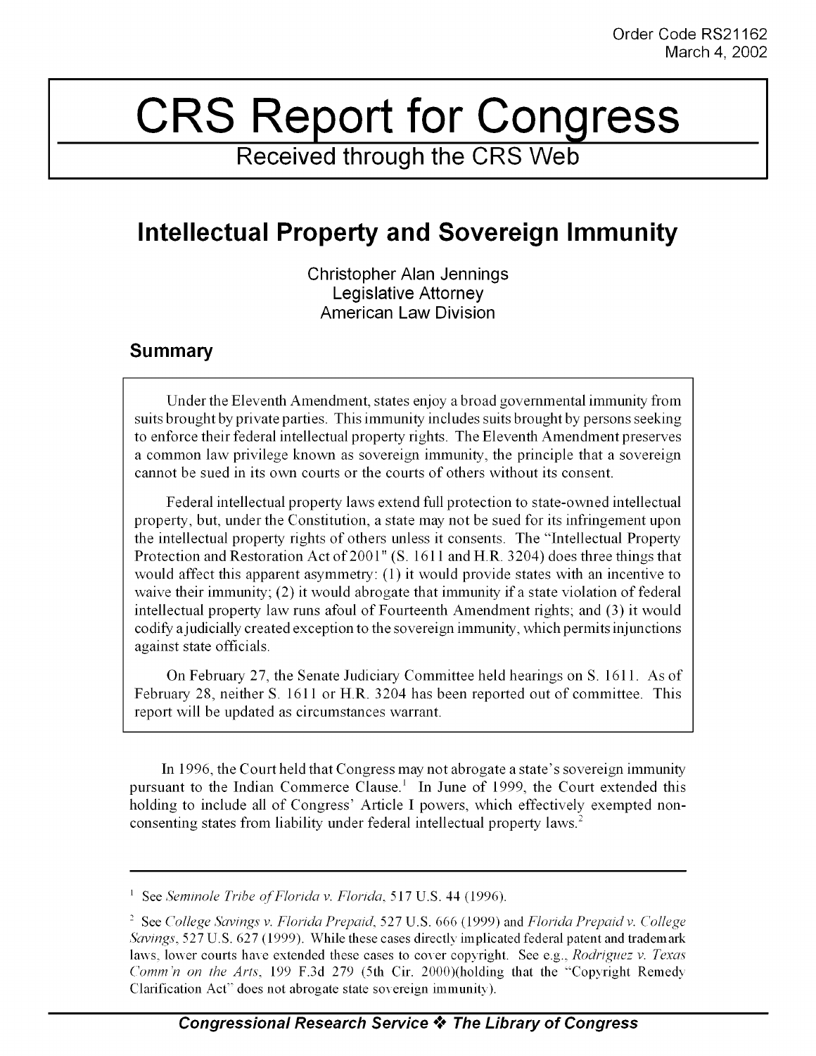Order Code RS21162
March 4, 2002

# CRS Report for Congress

Received through the CRS Web

## Intellectual Property and Sovereign Immunity

Christopher Alan Jennings
Legislative Attorney
American Law Division

### Summary

Under the Eleventh Amendment, states enjoy a broad governmental immunity from suits brought by private parties. This immunity includes suits brought by persons seeking to enforce their federal intellectual property rights. The Eleventh Amendment preserves a common law privilege known as sovereign immunity, the principle that a sovereign cannot be sued in its own courts or the courts of others without its consent.

Federal intellectual property laws extend full protection to state-owned intellectual property, but, under the Constitution, a state may not be sued for its infringement upon the intellectual property rights of others unless it consents. The "Intellectual Property Protection and Restoration Act of 2001" (S. 1611 and H.R. 3204) does three things that would affect this apparent asymmetry: (1) it would provide states with an incentive to waive their immunity; (2) it would abrogate that immunity if a state violation of federal intellectual property law runs afoul of Fourteenth Amendment rights; and (3) it would codify a judicially created exception to the sovereign immunity, which permits injunctions against state officials.

On February 27, the Senate Judiciary Committee held hearings on S. 1611. As of February 28, neither S. 1611 or H.R. 3204 has been reported out of committee. This report will be updated as circumstances warrant.

In 1996, the Court held that Congress may not abrogate a state's sovereign immunity pursuant to the Indian Commerce Clause.[1] In June of 1999, the Court extended this holding to include all of Congress' Article I powers, which effectively exempted non-consenting states from liability under federal intellectual property laws.[2]

---

[1] See *Seminole Tribe of Florida v. Florida*, 517 U.S. 44 (1996).

[2] See *College Savings v. Florida Prepaid*, 527 U.S. 666 (1999) and *Florida Prepaid v. College Savings*, 527 U.S. 627 (1999). While these cases directly implicated federal patent and trademark laws, lower courts have extended these cases to cover copyright. See e.g., *Rodriguez v. Texas Comm'n on the Arts*, 199 F.3d 279 (5th Cir. 2000)(holding that the "Copyright Remedy Clarification Act" does not abrogate state sovereign immunity).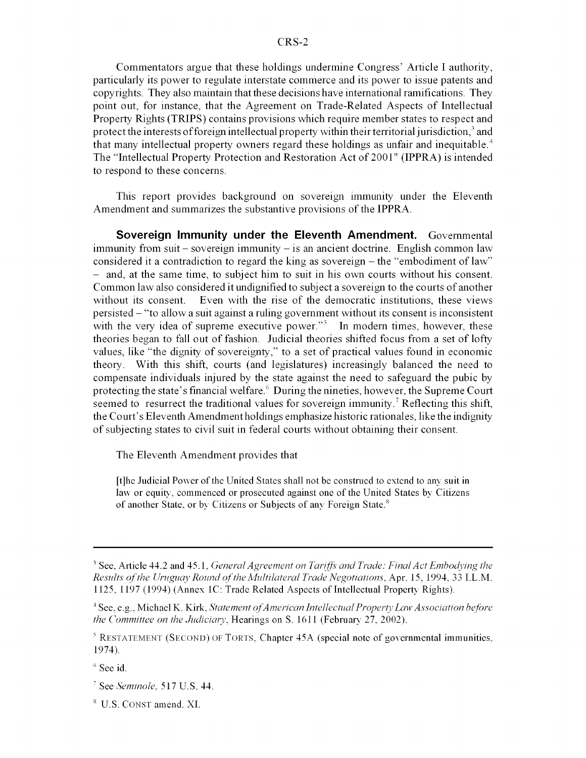Commentators argue that these holdings undermine Congress' Article I authority, particularly its power to regulate interstate commerce and its power to issue patents and copyrights. They also maintain that these decisions have international ramifications. They point out, for instance, that the Agreement on Trade-Related Aspects of Intellectual Property Rights (TRIPS) contains provisions which require member states to respect and protect the interests of foreign intellectual property within their territorial jurisdiction,[3] and that many intellectual property owners regard these holdings as unfair and inequitable.[4] The "Intellectual Property Protection and Restoration Act of 2001" (IPPRA) is intended to respond to these concerns.

This report provides background on sovereign immunity under the Eleventh Amendment and summarizes the substantive provisions of the IPPRA.

**Sovereign Immunity under the Eleventh Amendment.** Governmental immunity from suit – sovereign immunity – is an ancient doctrine. English common law considered it a contradiction to regard the king as sovereign – the "embodiment of law" – and, at the same time, to subject him to suit in his own courts without his consent. Common law also considered it undignified to subject a sovereign to the courts of another without its consent. Even with the rise of the democratic institutions, these views persisted – "to allow a suit against a ruling government without its consent is inconsistent with the very idea of supreme executive power."[5] In modern times, however, these theories began to fall out of fashion. Judicial theories shifted focus from a set of lofty values, like "the dignity of sovereignty," to a set of practical values found in economic theory. With this shift, courts (and legislatures) increasingly balanced the need to compensate individuals injured by the state against the need to safeguard the pubic by protecting the state's financial welfare.[6] During the nineties, however, the Supreme Court seemed to resurrect the traditional values for sovereign immunity.[7] Reflecting this shift, the Court's Eleventh Amendment holdings emphasize historic rationales, like the indignity of subjecting states to civil suit in federal courts without obtaining their consent.

The Eleventh Amendment provides that

> [t]he Judicial Power of the United States shall not be construed to extend to any suit in law or equity, commenced or prosecuted against one of the United States by Citizens of another State, or by Citizens or Subjects of any Foreign State.[8]

---

[3] See, Article 44.2 and 45.1, *General Agreement on Tariffs and Trade: Final Act Embodying the Results of the Uruguay Round of the Multilateral Trade Negotiations*, Apr. 15, 1994, 33 I.L.M. 1125, 1197 (1994) (Annex 1C: Trade Related Aspects of Intellectual Property Rights).

[4] See, e.g., Michael K. Kirk, *Statement of American Intellectual Property Law Association before the Committee on the Judiciary*, Hearings on S. 1611 (February 27, 2002).

[5] RESTATEMENT (SECOND) OF TORTS, Chapter 45A (special note of governmental immunities, 1974).

[6] See id.

[7] See *Seminole*, 517 U.S. 44.

[8] U.S. CONST amend. XI.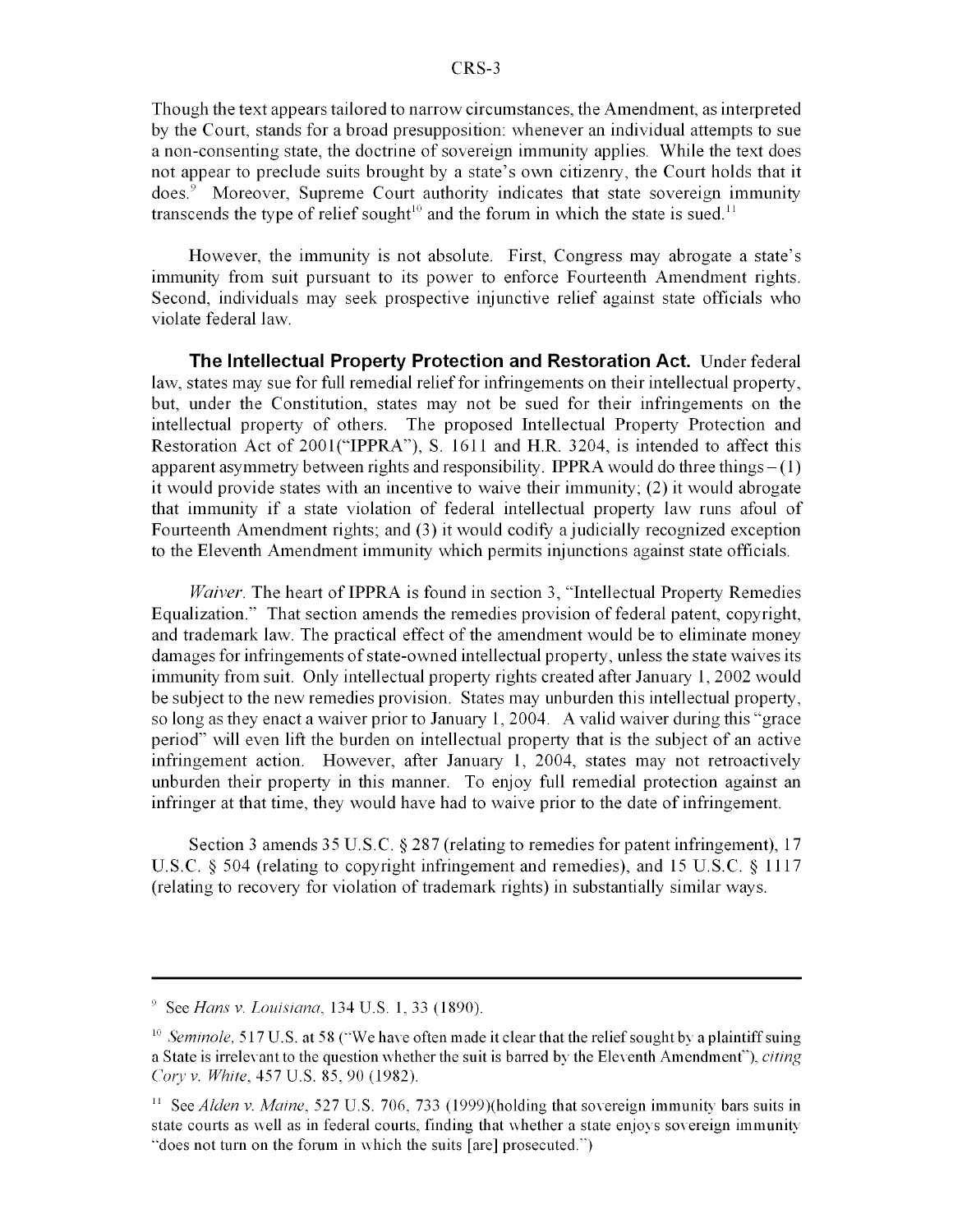Though the text appears tailored to narrow circumstances, the Amendment, as interpreted by the Court, stands for a broad presupposition: whenever an individual attempts to sue a non-consenting state, the doctrine of sovereign immunity applies. While the text does not appear to preclude suits brought by a state's own citizenry, the Court holds that it does.[9] Moreover, Supreme Court authority indicates that state sovereign immunity transcends the type of relief sought[10] and the forum in which the state is sued.[11]

However, the immunity is not absolute. First, Congress may abrogate a state's immunity from suit pursuant to its power to enforce Fourteenth Amendment rights. Second, individuals may seek prospective injunctive relief against state officials who violate federal law.

**The Intellectual Property Protection and Restoration Act.** Under federal law, states may sue for full remedial relief for infringements on their intellectual property, but, under the Constitution, states may not be sued for their infringements on the intellectual property of others. The proposed Intellectual Property Protection and Restoration Act of 2001("IPPRA"), S. 1611 and H.R. 3204, is intended to affect this apparent asymmetry between rights and responsibility. IPPRA would do three things – (1) it would provide states with an incentive to waive their immunity; (2) it would abrogate that immunity if a state violation of federal intellectual property law runs afoul of Fourteenth Amendment rights; and (3) it would codify a judicially recognized exception to the Eleventh Amendment immunity which permits injunctions against state officials.

*Waiver.* The heart of IPPRA is found in section 3, "Intellectual Property Remedies Equalization." That section amends the remedies provision of federal patent, copyright, and trademark law. The practical effect of the amendment would be to eliminate money damages for infringements of state-owned intellectual property, unless the state waives its immunity from suit. Only intellectual property rights created after January 1, 2002 would be subject to the new remedies provision. States may unburden this intellectual property, so long as they enact a waiver prior to January 1, 2004. A valid waiver during this "grace period" will even lift the burden on intellectual property that is the subject of an active infringement action. However, after January 1, 2004, states may not retroactively unburden their property in this manner. To enjoy full remedial protection against an infringer at that time, they would have had to waive prior to the date of infringement.

Section 3 amends 35 U.S.C. § 287 (relating to remedies for patent infringement), 17 U.S.C. § 504 (relating to copyright infringement and remedies), and 15 U.S.C. § 1117 (relating to recovery for violation of trademark rights) in substantially similar ways.

---

[9] See *Hans v. Louisiana*, 134 U.S. 1, 33 (1890).

[10] *Seminole*, 517 U.S. at 58 ("We have often made it clear that the relief sought by a plaintiff suing a State is irrelevant to the question whether the suit is barred by the Eleventh Amendment"), *citing Cory v. White*, 457 U.S. 85, 90 (1982).

[11] See *Alden v. Maine*, 527 U.S. 706, 733 (1999)(holding that sovereign immunity bars suits in state courts as well as in federal courts, finding that whether a state enjoys sovereign immunity "does not turn on the forum in which the suits [are] prosecuted.")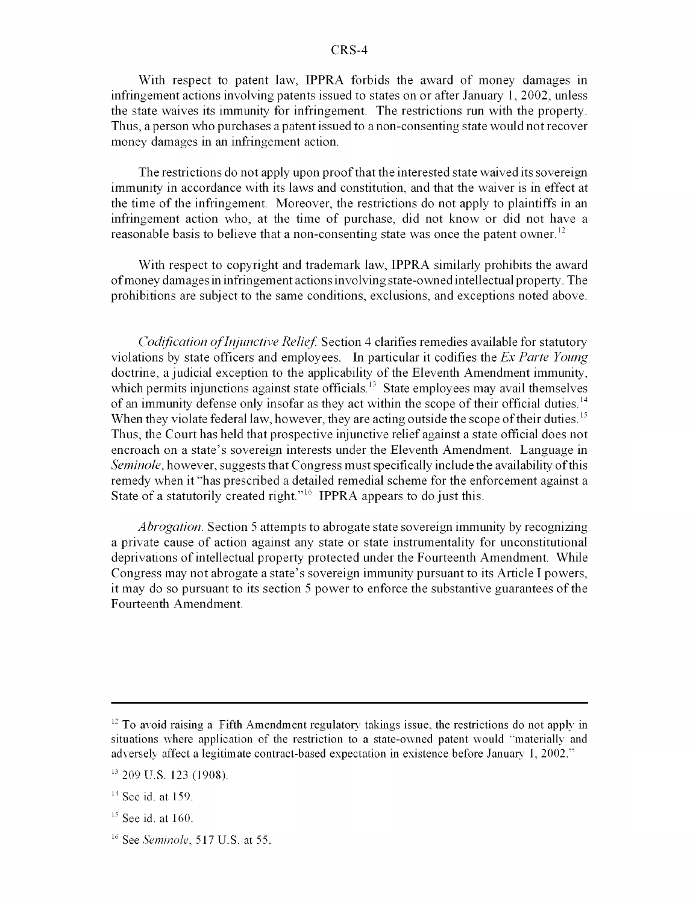With respect to patent law, IPPRA forbids the award of money damages in infringement actions involving patents issued to states on or after January 1, 2002, unless the state waives its immunity for infringement. The restrictions run with the property. Thus, a person who purchases a patent issued to a non-consenting state would not recover money damages in an infringement action.

The restrictions do not apply upon proof that the interested state waived its sovereign immunity in accordance with its laws and constitution, and that the waiver is in effect at the time of the infringement. Moreover, the restrictions do not apply to plaintiffs in an infringement action who, at the time of purchase, did not know or did not have a reasonable basis to believe that a non-consenting state was once the patent owner.[12]

With respect to copyright and trademark law, IPPRA similarly prohibits the award of money damages in infringement actions involving state-owned intellectual property. The prohibitions are subject to the same conditions, exclusions, and exceptions noted above.

*Codification of Injunctive Relief.* Section 4 clarifies remedies available for statutory violations by state officers and employees. In particular it codifies the *Ex Parte Young* doctrine, a judicial exception to the applicability of the Eleventh Amendment immunity, which permits injunctions against state officials.[13] State employees may avail themselves of an immunity defense only insofar as they act within the scope of their official duties.[14] When they violate federal law, however, they are acting outside the scope of their duties.[15] Thus, the Court has held that prospective injunctive relief against a state official does not encroach on a state's sovereign interests under the Eleventh Amendment. Language in *Seminole*, however, suggests that Congress must specifically include the availability of this remedy when it "has prescribed a detailed remedial scheme for the enforcement against a State of a statutorily created right."[16] IPPRA appears to do just this.

*Abrogation.* Section 5 attempts to abrogate state sovereign immunity by recognizing a private cause of action against any state or state instrumentality for unconstitutional deprivations of intellectual property protected under the Fourteenth Amendment. While Congress may not abrogate a state's sovereign immunity pursuant to its Article I powers, it may do so pursuant to its section 5 power to enforce the substantive guarantees of the Fourteenth Amendment.

---

[12] To avoid raising a Fifth Amendment regulatory takings issue, the restrictions do not apply in situations where application of the restriction to a state-owned patent would "materially and adversely affect a legitimate contract-based expectation in existence before January 1, 2002."

[13] 209 U.S. 123 (1908).

[14] See id. at 159.

[15] See id. at 160.

[16] See *Seminole*, 517 U.S. at 55.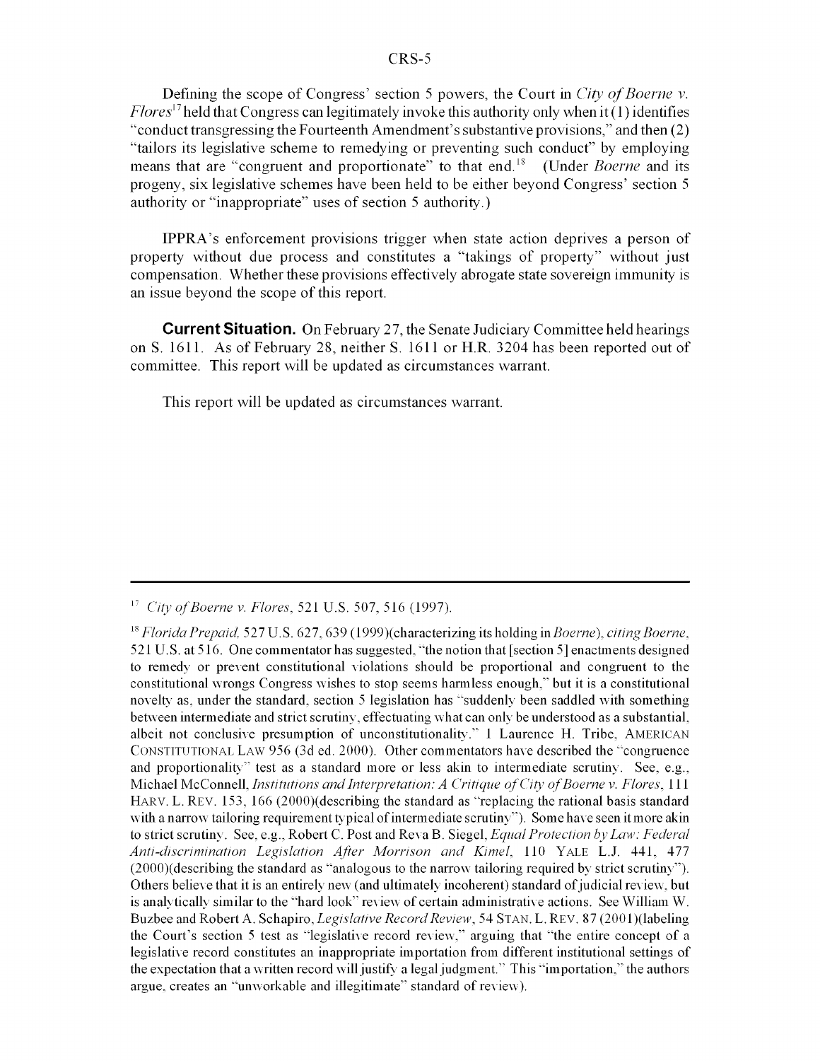Defining the scope of Congress' section 5 powers, the Court in *City of Boerne v. Flores*[17] held that Congress can legitimately invoke this authority only when it (1) identifies "conduct transgressing the Fourteenth Amendment's substantive provisions," and then (2) "tailors its legislative scheme to remedying or preventing such conduct" by employing means that are "congruent and proportionate" to that end.[18] (Under *Boerne* and its progeny, six legislative schemes have been held to be either beyond Congress' section 5 authority or "inappropriate" uses of section 5 authority.)

IPPRA's enforcement provisions trigger when state action deprives a person of property without due process and constitutes a "takings of property" without just compensation. Whether these provisions effectively abrogate state sovereign immunity is an issue beyond the scope of this report.

**Current Situation.** On February 27, the Senate Judiciary Committee held hearings on S. 1611. As of February 28, neither S. 1611 or H.R. 3204 has been reported out of committee. This report will be updated as circumstances warrant.

This report will be updated as circumstances warrant.

---

[17] *City of Boerne v. Flores*, 521 U.S. 507, 516 (1997).

[18] *Florida Prepaid,* 527 U.S. 627, 639 (1999)(characterizing its holding in *Boerne*), *citing Boerne*, 521 U.S. at 516. One commentator has suggested, "the notion that [section 5] enactments designed to remedy or prevent constitutional violations should be proportional and congruent to the constitutional wrongs Congress wishes to stop seems harmless enough," but it is a constitutional novelty as, under the standard, section 5 legislation has "suddenly been saddled with something between intermediate and strict scrutiny, effectuating what can only be understood as a substantial, albeit not conclusive presumption of unconstitutionality." 1 Laurence H. Tribe, AMERICAN CONSTITUTIONAL LAW 956 (3d ed. 2000). Other commentators have described the "congruence and proportionality" test as a standard more or less akin to intermediate scrutiny. See, e.g., Michael McConnell, *Institutions and Interpretation: A Critique of City of Boerne v. Flores*, 111 HARV. L. REV. 153, 166 (2000)(describing the standard as "replacing the rational basis standard with a narrow tailoring requirement typical of intermediate scrutiny"). Some have seen it more akin to strict scrutiny. See, e.g., Robert C. Post and Reva B. Siegel, *Equal Protection by Law: Federal Anti-discrimination Legislation After Morrison and Kimel*, 110 YALE L.J. 441, 477 (2000)(describing the standard as "analogous to the narrow tailoring required by strict scrutiny"). Others believe that it is an entirely new (and ultimately incoherent) standard of judicial review, but is analytically similar to the "hard look" review of certain administrative actions. See William W. Buzbee and Robert A. Schapiro, *Legislative Record Review*, 54 STAN. L. REV. 87 (2001)(labeling the Court's section 5 test as "legislative record review," arguing that "the entire concept of a legislative record constitutes an inappropriate importation from different institutional settings of the expectation that a written record will justify a legal judgment." This "importation," the authors argue, creates an "unworkable and illegitimate" standard of review).